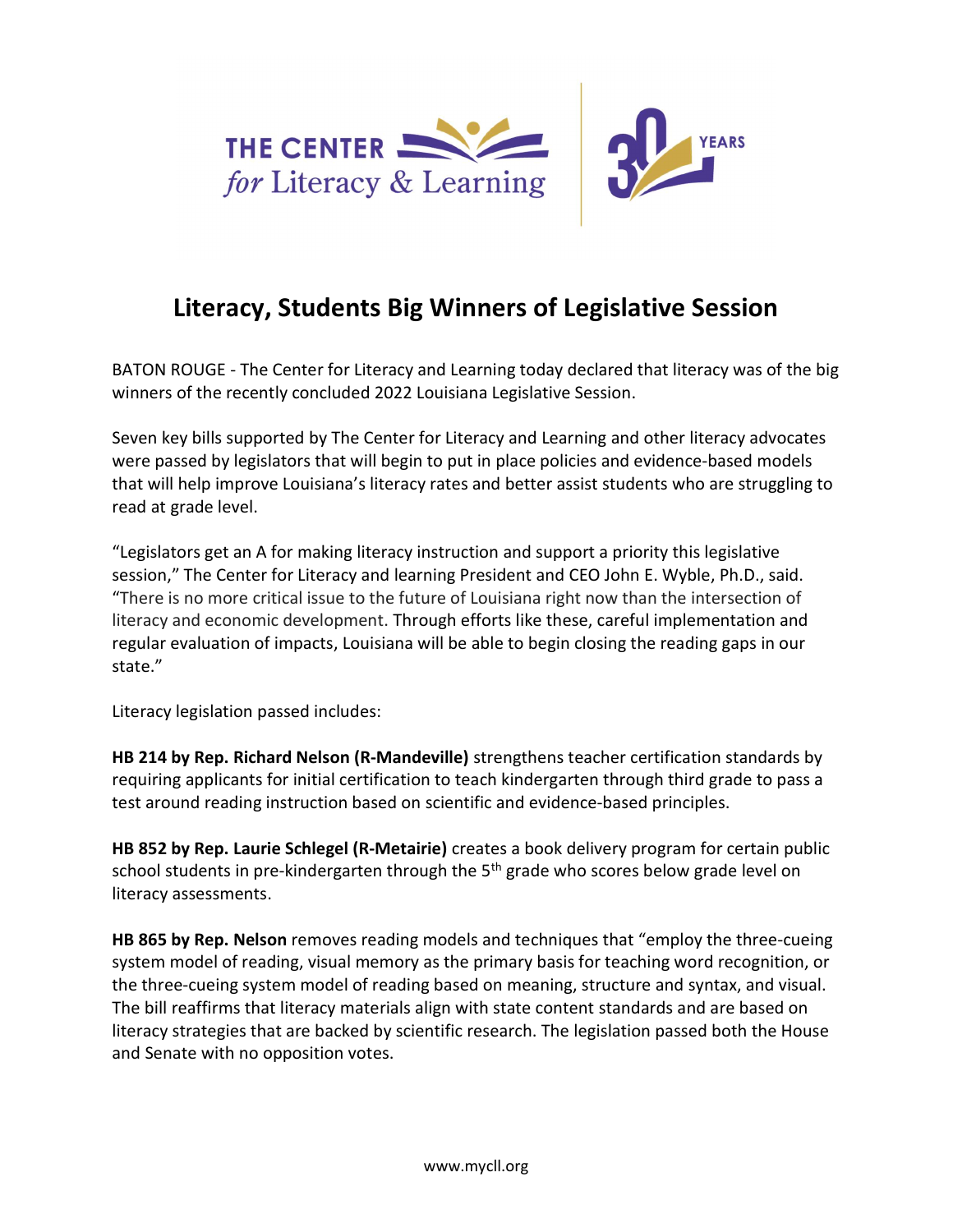# Literacy, Students Big Winners of Legislative Session

BATON ROUGE - The Center for Literacy and Learning today declared that literacy was of the big winners of the recently concluded 2022 Louisiana Legislative Session.

Seven key bills supported by The Center for Literacy and Learning and other literacy advocates were passed by legislators that will begin to put in place policies and evidence-based models that will help improve Louisiana's literacy rates and better assist students who are struggling to read at grade level.

"Legislators get an A for making literacy instruction and support a priority this legislative session," The Center for Literacy and learning President and CEO John E. Wyble, Ph.D., said. "There is no more critical issue to the future of Louisiana right now than the intersection of literacy and economic development. Through efforts like these, careful implementation and regular evaluation of impacts, Louisiana will be able to begin closing the reading gaps in our state."

Literacy legislation passed includes:

**HB 214 by Rep. Richard Nelson (R-Mandeville)** strengthens teacher certification standards by requiring applicants for initial certification to teach kindergarten through third grade to pass a test around reading instruction based on scientific and evidence-based principles.

**HB 852 by Rep. Laurie Schlegel (R-Metairie)** creates a book delivery program for certain public school students in pre-kindergarten through the 5th grade who scores below grade level on literacy assessments.

**HB 865 by Rep. Nelson** removes reading models and techniques that "employ the three-cueing system model of reading, visual memory as the primary basis for teaching word recognition, or the three-cueing system model of reading based on meaning, structure and syntax, and visual. The bill reaffirms that literacy materials align with state content standards and are based on literacy strategies that are backed by scientific research. The legislation passed both the House and Senate with no opposition votes.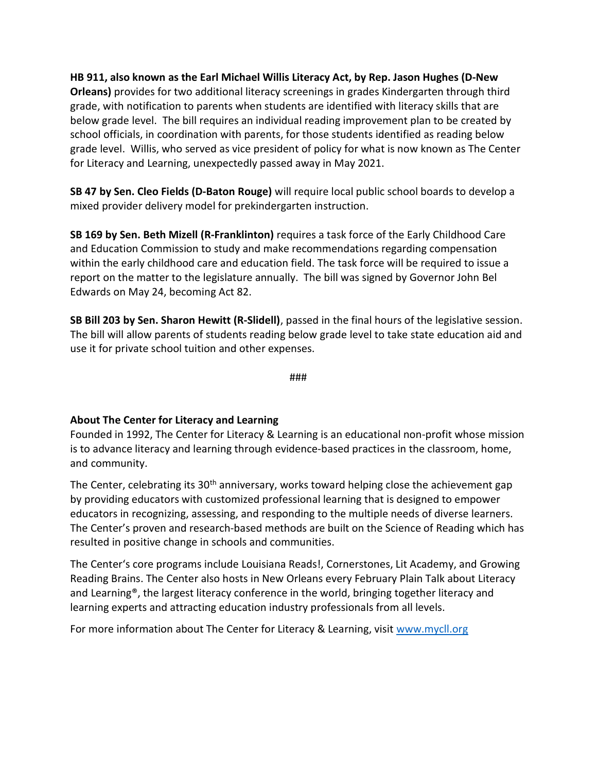**HB 911, also known as the Earl Michael Willis Literacy Act, by Rep. Jason Hughes (D-New Orleans)** provides for two additional literacy screenings in grades Kindergarten through third grade, with notification to parents when students are identified with literacy skills that are below grade level. The bill requires an individual reading improvement plan to be created by school officials, in coordination with parents, for those students identified as reading below grade level. Willis, who served as vice president of policy for what is now known as The Center for Literacy and Learning, unexpectedly passed away in May 2021.

**SB 47 by Sen. Cleo Fields (D-Baton Rouge)** will require local public school boards to develop a mixed provider delivery model for prekindergarten instruction.

**SB 169 by Sen. Beth Mizell (R-Franklinton)** requires a task force of the Early Childhood Care and Education Commission to study and make recommendations regarding compensation within the early childhood care and education field. The task force will be required to issue a report on the matter to the legislature annually. The bill was signed by Governor John Bel Edwards on May 24, becoming Act 82.

**SB Bill 203 by Sen. Sharon Hewitt (R-Slidell)**, passed in the final hours of the legislative session. The bill will allow parents of students reading below grade level to take state education aid and use it for private school tuition and other expenses.

###

**About The Center for Literacy and Learning**

Founded in 1992, The Center for Literacy & Learning is an educational non-profit whose mission is to advance literacy and learning through evidence-based practices in the classroom, home, and community.

The Center, celebrating its 30th anniversary, works toward helping close the achievement gap by providing educators with customized professional learning that is designed to empower educators in recognizing, assessing, and responding to the multiple needs of diverse learners. The Center's proven and research-based methods are built on the Science of Reading which has resulted in positive change in schools and communities.

The Center's core programs include Louisiana Reads!, Cornerstones, Lit Academy, and Growing Reading Brains. The Center also hosts in New Orleans every February Plain Talk about Literacy and Learning®, the largest literacy conference in the world, bringing together literacy and learning experts and attracting education industry professionals from all levels.

For more information about The Center for Literacy & Learning, visit [www.mycll.org](http://www.mycll.org)